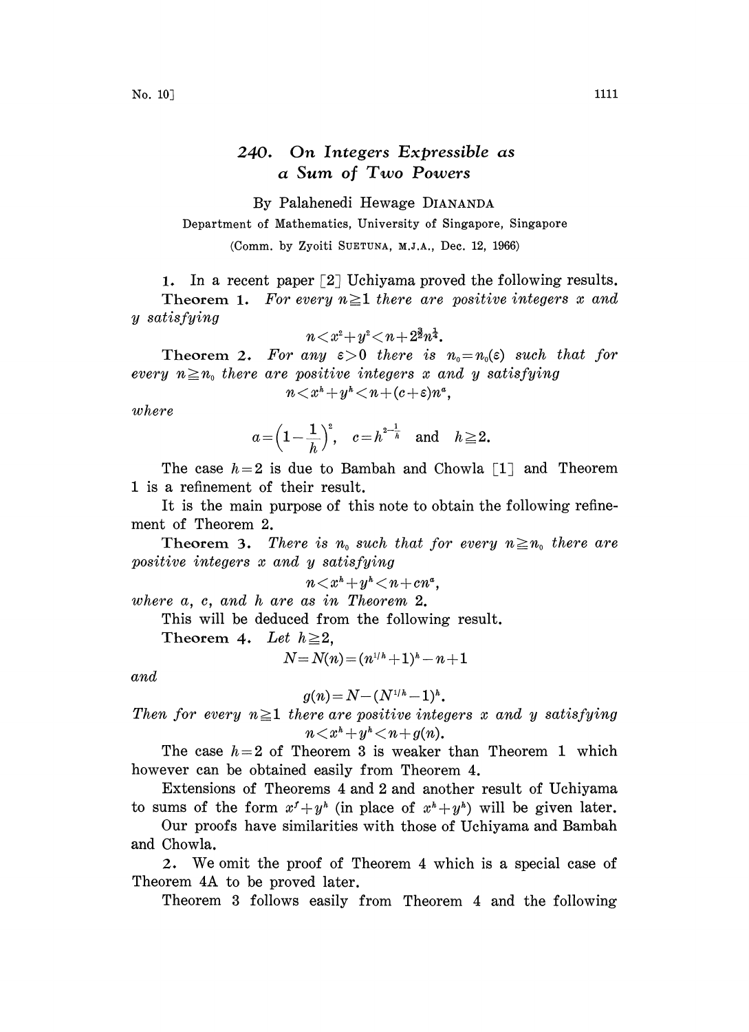# 240. On Integers Expressible as a Sum of Two Powers

By Palahenedi Hewage DIANANDA

Department of Mathematics, University of Singapore, Singapore

(Comm. by Zyoiti SUETUNA, M.J.A., Dec. 12, 1966)

1. In a recent paper [2] Uchiyama proved the following results.

**Theorem 1.** *For every $n \geqq 1$ there are positive integers $x$ and $y$ satisfying*

$$n < x^2 + y^2 < n + 2^{\frac{3}{2}} n^{\frac{1}{4}}.$$

**Theorem 2.** *For any $\varepsilon > 0$ there is $n_0 = n_0(\varepsilon)$ such that for every $n \geqq n_0$ there are positive integers $x$ and $y$ satisfying*

$$n < x^h + y^h < n + (c + \varepsilon) n^a,$$

*where*

$$a = \left(1 - \frac{1}{h}\right)^2, \quad c = h^{2 - \frac{1}{h}} \quad \text{and} \quad h \geqq 2.$$

The case $h = 2$ is due to Bambah and Chowla [1] and Theorem 1 is a refinement of their result.

It is the main purpose of this note to obtain the following refinement of Theorem 2.

**Theorem 3.** *There is $n_0$ such that for every $n \geqq n_0$ there are positive integers $x$ and $y$ satisfying*

$$n < x^h + y^h < n + c n^a,$$

*where $a$, $c$, and $h$ are as in Theorem 2.*

This will be deduced from the following result.

**Theorem 4.** *Let $h \geqq 2$,*

$$N = N(n) = (n^{1/h} + 1)^h - n + 1$$

*and*

$$g(n) = N - (N^{1/h} - 1)^h.$$

*Then for every $n \geqq 1$ there are positive integers $x$ and $y$ satisfying*

$$n < x^h + y^h < n + g(n).$$

The case $h = 2$ of Theorem 3 is weaker than Theorem 1 which however can be obtained easily from Theorem 4.

Extensions of Theorems 4 and 2 and another result of Uchiyama to sums of the form $x^f + y^h$ (in place of $x^h + y^h$) will be given later.

Our proofs have similarities with those of Uchiyama and Bambah and Chowla.

2. We omit the proof of Theorem 4 which is a special case of Theorem 4A to be proved later.

Theorem 3 follows easily from Theorem 4 and the following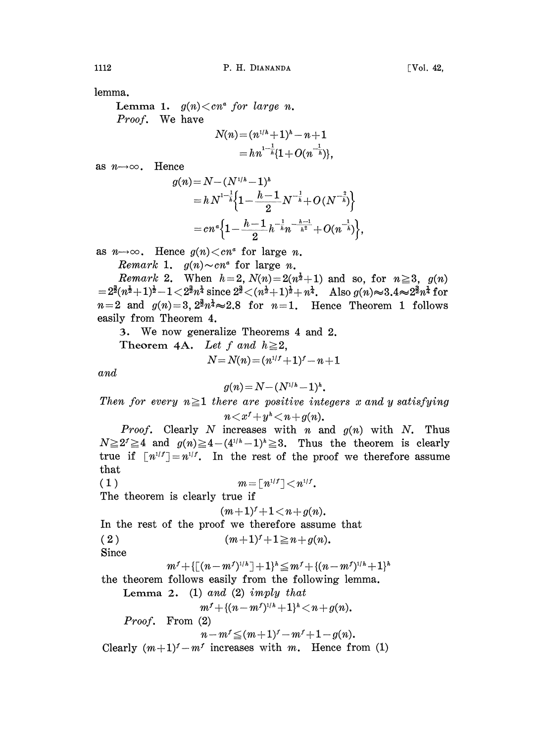lemma.

**Lemma 1.** *$g(n) < cn^a$ for large $n$.*

*Proof.* We have

$$N(n) = (n^{1/h}+1)^h - n + 1$$
$$= hn^{1-\frac{1}{h}}\{1 + O(n^{-\frac{1}{h}})\},$$

as $n \to \infty$. Hence

$$g(n) = N - (N^{1/h} - 1)^h$$
$$= hN^{1-\frac{1}{h}}\left\{1 - \frac{h-1}{2}N^{-\frac{1}{h}} + O(N^{-\frac{2}{h}})\right\}$$
$$= cn^a\left\{1 - \frac{h-1}{2}h^{-\frac{1}{h}}n^{-\frac{h-1}{h^2}} + O(n^{-\frac{1}{h}})\right\},$$

as $n \to \infty$. Hence $g(n) < cn^a$ for large $n$.

*Remark* 1. $g(n) \sim cn^a$ for large $n$.

*Remark* 2. When $h=2$, $N(n) = 2(n^{\frac{1}{2}}+1)$ and so, for $n \geqq 3$, $g(n) = 2^{\frac{3}{2}}(n^{\frac{1}{2}}+1)^{\frac{1}{2}} - 1 < 2^{\frac{3}{2}}n^{\frac{1}{4}}$ since $2^{\frac{2}{3}} < (n^{\frac{1}{2}}+1)^{\frac{1}{2}} + n^{\frac{1}{4}}$. Also $g(n) \approx 3.4 \approx 2^{\frac{3}{2}}n^{\frac{1}{4}}$ for $n=2$ and $g(n)=3$, $2^{\frac{3}{2}}n^{\frac{1}{4}} \approx 2.8$ for $n=1$. Hence Theorem 1 follows easily from Theorem 4.

3. We now generalize Theorems 4 and 2.

**Theorem 4A.** *Let $f$ and $h \geqq 2$,*

$$N = N(n) = (n^{1/f}+1)^f - n + 1$$

*and*

$$g(n) = N - (N^{1/h} - 1)^h.$$

*Then for every $n \geqq 1$ there are positive integers $x$ and $y$ satisfying*

$$n < x^f + y^h < n + g(n).$$

*Proof.* Clearly $N$ increases with $n$ and $g(n)$ with $N$. Thus $N \geqq 2^f \geqq 4$ and $g(n) \geqq 4 - (4^{1/h} - 1)^h \geqq 3$. Thus the theorem is clearly true if $[n^{1/f}] = n^{1/f}$. In the rest of the proof we therefore assume that

$$(1) \qquad m = [n^{1/f}] < n^{1/f}.$$

The theorem is clearly true if

$$(m+1)^f + 1 < n + g(n).$$

In the rest of the proof we therefore assume that

$$(2) \qquad (m+1)^f + 1 \geqq n + g(n).$$

Since

$$m^f + \{[(n-m^f)^{1/h}] + 1\}^h \leqq m^f + \{(n-m^f)^{1/h} + 1\}^h$$

the theorem follows easily from the following lemma.

**Lemma 2.** *(1) and (2) imply that*

$$m^f + \{(n-m^f)^{1/h} + 1\}^h < n + g(n).$$

*Proof.* From (2)

$$n - m^f \leqq (m+1)^f - m^f + 1 - g(n).$$

Clearly $(m+1)^f - m^f$ increases with $m$. Hence from (1)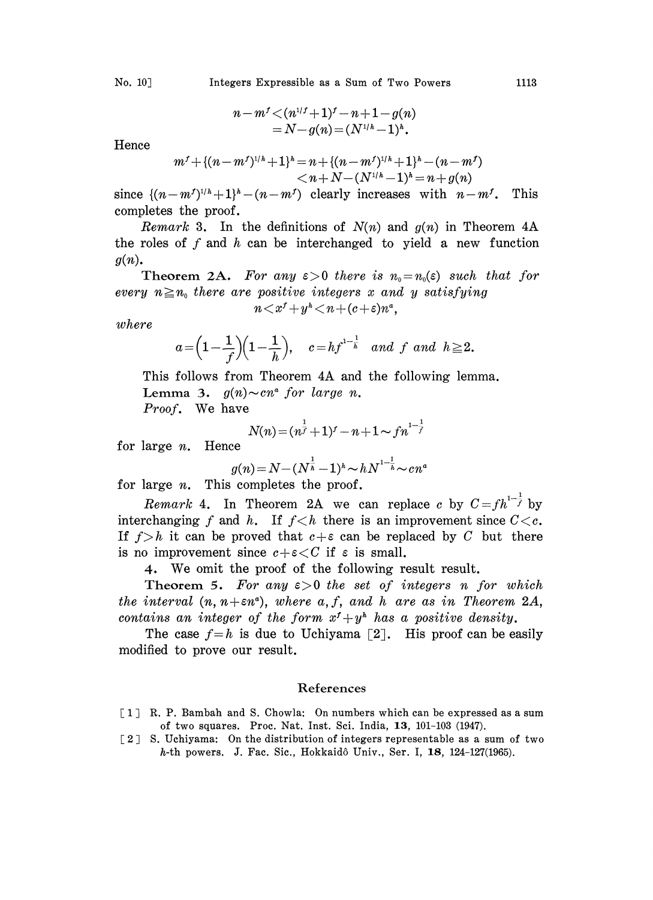$$
\begin{aligned}
n-m^f &< (n^{1/f}+1)^f - n + 1 - g(n) \\
&= N - g(n) = (N^{1/h}-1)^h.
\end{aligned}
$$

Hence

$$
\begin{aligned}
m^f + \{(n-m^f)^{1/h}+1\}^h &= n + \{(n-m^f)^{1/h}+1\}^h - (n-m^f) \\
&< n + N - (N^{1/h}-1)^h = n + g(n)
\end{aligned}
$$

since $\{(n-m^f)^{1/h}+1\}^h-(n-m^f)$ clearly increases with $n-m^f$. This completes the proof.

*Remark* 3. In the definitions of $N(n)$ and $g(n)$ in Theorem 4A the roles of $f$ and $h$ can be interchanged to yield a new function $g(n)$.

**Theorem 2A.** *For any $\varepsilon>0$ there is $n_0=n_0(\varepsilon)$ such that for every $n \geqq n_0$ there are positive integers $x$ and $y$ satisfying*

$$
n < x^f + y^h < n + (c+\varepsilon)n^a,
$$

*where*

$$
a = \left(1-\frac{1}{f}\right)\left(1-\frac{1}{h}\right), \quad c = hf^{1-\frac{1}{h}} \text{ and } f \text{ and } h \geqq 2.
$$

This follows from Theorem 4A and the following lemma.

**Lemma 3.** $g(n) \sim cn^a$ *for large* $n$.

*Proof.* We have

$$
N(n) = (n^{\frac{1}{f}}+1)^f - n + 1 \sim fn^{1-\frac{1}{f}}
$$

for large $n$. Hence

$$
g(n) = N - (N^{\frac{1}{h}}-1)^h \sim hN^{1-\frac{1}{h}} \sim cn^a
$$

for large $n$. This completes the proof.

*Remark* 4. In Theorem 2A we can replace $c$ by $C=fh^{1-\frac{1}{f}}$ by interchanging $f$ and $h$. If $f<h$ there is an improvement since $C<c$. If $f>h$ it can be proved that $c+\varepsilon$ can be replaced by $C$ but there is no improvement since $c+\varepsilon<C$ if $\varepsilon$ is small.

4. We omit the proof of the following result result.

**Theorem 5.** *For any $\varepsilon>0$ the set of integers $n$ for which the interval $(n, n+\varepsilon n^a)$, where $a, f$, and $h$ are as in Theorem 2A, contains an integer of the form $x^f+y^h$ has a positive density.*

The case $f=h$ is due to Uchiyama [2]. His proof can be easily modified to prove our result.

## References

[1] R. P. Bambah and S. Chowla: On numbers which can be expressed as a sum of two squares. Proc. Nat. Inst. Sci. India, **13**, 101–103 (1947).

[2] S. Uchiyama: On the distribution of integers representable as a sum of two $h$-th powers. J. Fac. Sic., Hokkaidô Univ., Ser. I, **18**, 124–127(1965).